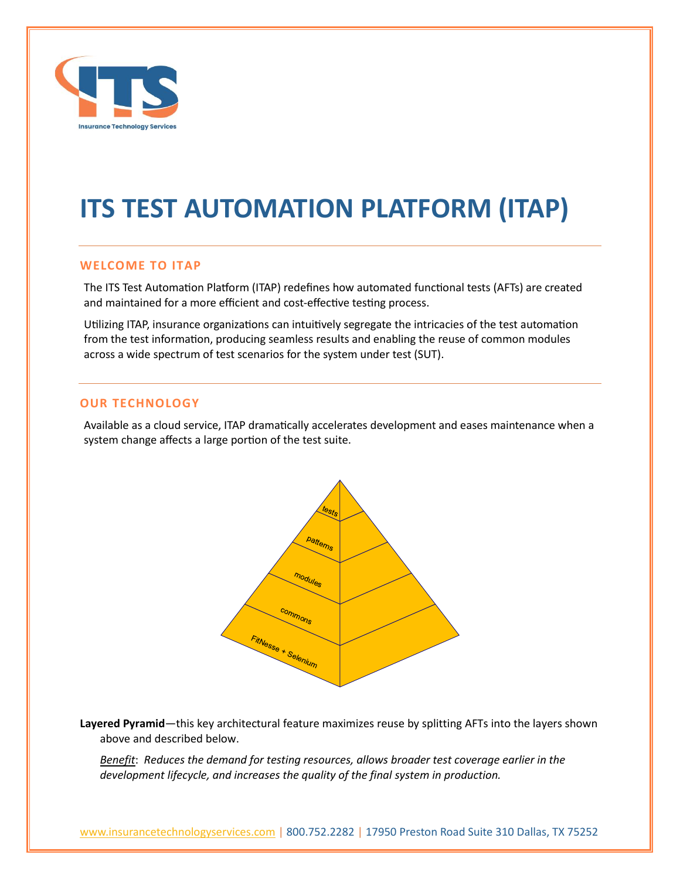ITS
Insurance Technology Services

# ITS TEST AUTOMATION PLATFORM (ITAP)

## WELCOME TO ITAP

The ITS Test Automation Platform (ITAP) redefines how automated functional tests (AFTs) are created and maintained for a more efficient and cost-effective testing process.

Utilizing ITAP, insurance organizations can intuitively segregate the intricacies of the test automation from the test information, producing seamless results and enabling the reuse of common modules across a wide spectrum of test scenarios for the system under test (SUT).

## OUR TECHNOLOGY

Available as a cloud service, ITAP dramatically accelerates development and eases maintenance when a system change affects a large portion of the test suite.

tests
patterns
modules
commons
FitNesse + Selenium

**Layered Pyramid**—this key architectural feature maximizes reuse by splitting AFTs into the layers shown above and described below.

*Benefit*: *Reduces the demand for testing resources, allows broader test coverage earlier in the development lifecycle, and increases the quality of the final system in production.*

www.insurancetechnologyservices.com | 800.752.2282 | 17950 Preston Road Suite 310 Dallas, TX 75252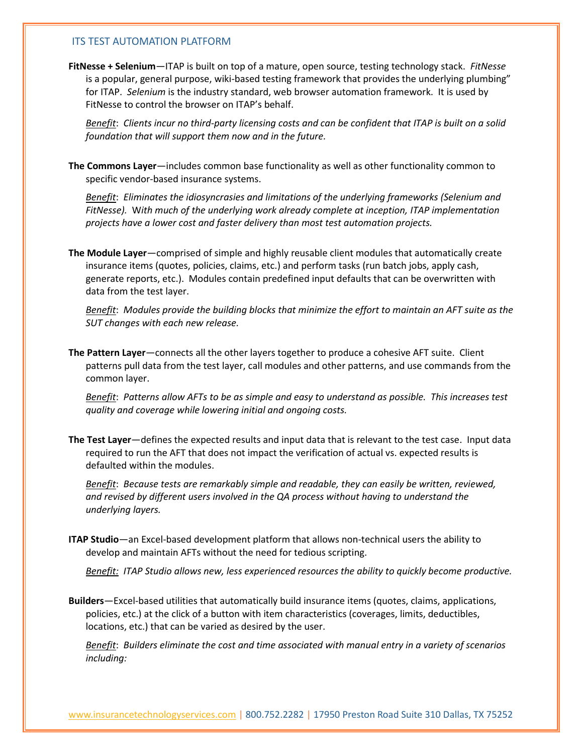ITS TEST AUTOMATION PLATFORM

**FitNesse + Selenium**—ITAP is built on top of a mature, open source, testing technology stack. *FitNesse* is a popular, general purpose, wiki-based testing framework that provides the underlying plumbing" for ITAP. *Selenium* is the industry standard, web browser automation framework. It is used by FitNesse to control the browser on ITAP's behalf.

*Benefit: Clients incur no third-party licensing costs and can be confident that ITAP is built on a solid foundation that will support them now and in the future.*

**The Commons Layer**—includes common base functionality as well as other functionality common to specific vendor-based insurance systems.

*Benefit: Eliminates the idiosyncrasies and limitations of the underlying frameworks (Selenium and FitNesse). With much of the underlying work already complete at inception, ITAP implementation projects have a lower cost and faster delivery than most test automation projects.*

**The Module Layer**—comprised of simple and highly reusable client modules that automatically create insurance items (quotes, policies, claims, etc.) and perform tasks (run batch jobs, apply cash, generate reports, etc.). Modules contain predefined input defaults that can be overwritten with data from the test layer.

*Benefit: Modules provide the building blocks that minimize the effort to maintain an AFT suite as the SUT changes with each new release.*

**The Pattern Layer**—connects all the other layers together to produce a cohesive AFT suite. Client patterns pull data from the test layer, call modules and other patterns, and use commands from the common layer.

*Benefit: Patterns allow AFTs to be as simple and easy to understand as possible. This increases test quality and coverage while lowering initial and ongoing costs.*

**The Test Layer**—defines the expected results and input data that is relevant to the test case. Input data required to run the AFT that does not impact the verification of actual vs. expected results is defaulted within the modules.

*Benefit: Because tests are remarkably simple and readable, they can easily be written, reviewed, and revised by different users involved in the QA process without having to understand the underlying layers.*

**ITAP Studio**—an Excel-based development platform that allows non-technical users the ability to develop and maintain AFTs without the need for tedious scripting.

*Benefit: ITAP Studio allows new, less experienced resources the ability to quickly become productive.*

**Builders**—Excel-based utilities that automatically build insurance items (quotes, claims, applications, policies, etc.) at the click of a button with item characteristics (coverages, limits, deductibles, locations, etc.) that can be varied as desired by the user.

*Benefit: Builders eliminate the cost and time associated with manual entry in a variety of scenarios including:*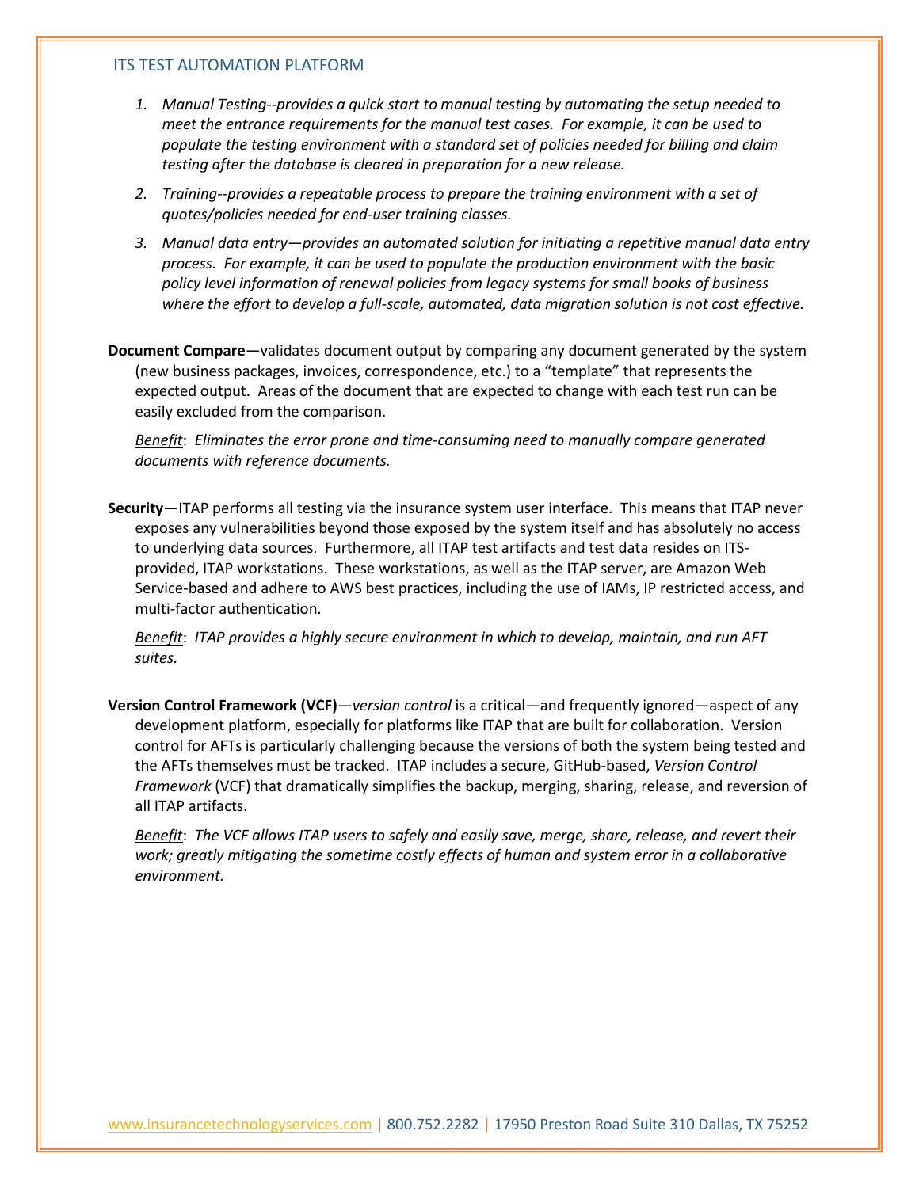1. *Manual Testing--provides a quick start to manual testing by automating the setup needed to meet the entrance requirements for the manual test cases. For example, it can be used to populate the testing environment with a standard set of policies needed for billing and claim testing after the database is cleared in preparation for a new release.*

2. *Training--provides a repeatable process to prepare the training environment with a set of quotes/policies needed for end-user training classes.*

3. *Manual data entry—provides an automated solution for initiating a repetitive manual data entry process. For example, it can be used to populate the production environment with the basic policy level information of renewal policies from legacy systems for small books of business where the effort to develop a full-scale, automated, data migration solution is not cost effective.*

**Document Compare**—validates document output by comparing any document generated by the system (new business packages, invoices, correspondence, etc.) to a "template" that represents the expected output. Areas of the document that are expected to change with each test run can be easily excluded from the comparison.

*Benefit: Eliminates the error prone and time-consuming need to manually compare generated documents with reference documents.*

**Security**—ITAP performs all testing via the insurance system user interface. This means that ITAP never exposes any vulnerabilities beyond those exposed by the system itself and has absolutely no access to underlying data sources. Furthermore, all ITAP test artifacts and test data resides on ITS-provided, ITAP workstations. These workstations, as well as the ITAP server, are Amazon Web Service-based and adhere to AWS best practices, including the use of IAMs, IP restricted access, and multi-factor authentication.

*Benefit: ITAP provides a highly secure environment in which to develop, maintain, and run AFT suites.*

**Version Control Framework (VCF)**—*version control* is a critical—and frequently ignored—aspect of any development platform, especially for platforms like ITAP that are built for collaboration. Version control for AFTs is particularly challenging because the versions of both the system being tested and the AFTs themselves must be tracked. ITAP includes a secure, GitHub-based, *Version Control Framework* (VCF) that dramatically simplifies the backup, merging, sharing, release, and reversion of all ITAP artifacts.

*Benefit: The VCF allows ITAP users to safely and easily save, merge, share, release, and revert their work; greatly mitigating the sometime costly effects of human and system error in a collaborative environment.*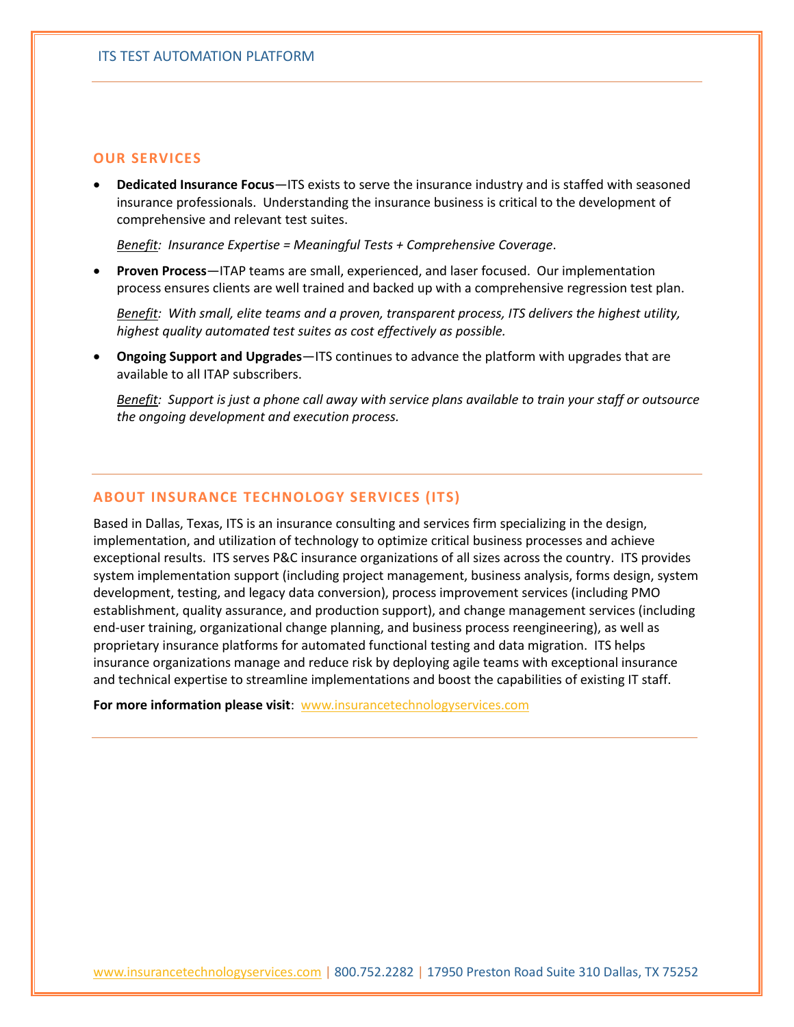## OUR SERVICES

- **Dedicated Insurance Focus**—ITS exists to serve the insurance industry and is staffed with seasoned insurance professionals. Understanding the insurance business is critical to the development of comprehensive and relevant test suites.

  *Benefit: Insurance Expertise = Meaningful Tests + Comprehensive Coverage.*

- **Proven Process**—ITAP teams are small, experienced, and laser focused. Our implementation process ensures clients are well trained and backed up with a comprehensive regression test plan.

  *Benefit: With small, elite teams and a proven, transparent process, ITS delivers the highest utility, highest quality automated test suites as cost effectively as possible.*

- **Ongoing Support and Upgrades**—ITS continues to advance the platform with upgrades that are available to all ITAP subscribers.

  *Benefit: Support is just a phone call away with service plans available to train your staff or outsource the ongoing development and execution process.*

## ABOUT INSURANCE TECHNOLOGY SERVICES (ITS)

Based in Dallas, Texas, ITS is an insurance consulting and services firm specializing in the design, implementation, and utilization of technology to optimize critical business processes and achieve exceptional results. ITS serves P&C insurance organizations of all sizes across the country. ITS provides system implementation support (including project management, business analysis, forms design, system development, testing, and legacy data conversion), process improvement services (including PMO establishment, quality assurance, and production support), and change management services (including end-user training, organizational change planning, and business process reengineering), as well as proprietary insurance platforms for automated functional testing and data migration. ITS helps insurance organizations manage and reduce risk by deploying agile teams with exceptional insurance and technical expertise to streamline implementations and boost the capabilities of existing IT staff.

**For more information please visit**: www.insurancetechnologyservices.com

www.insurancetechnologyservices.com | 800.752.2282 | 17950 Preston Road Suite 310 Dallas, TX 75252